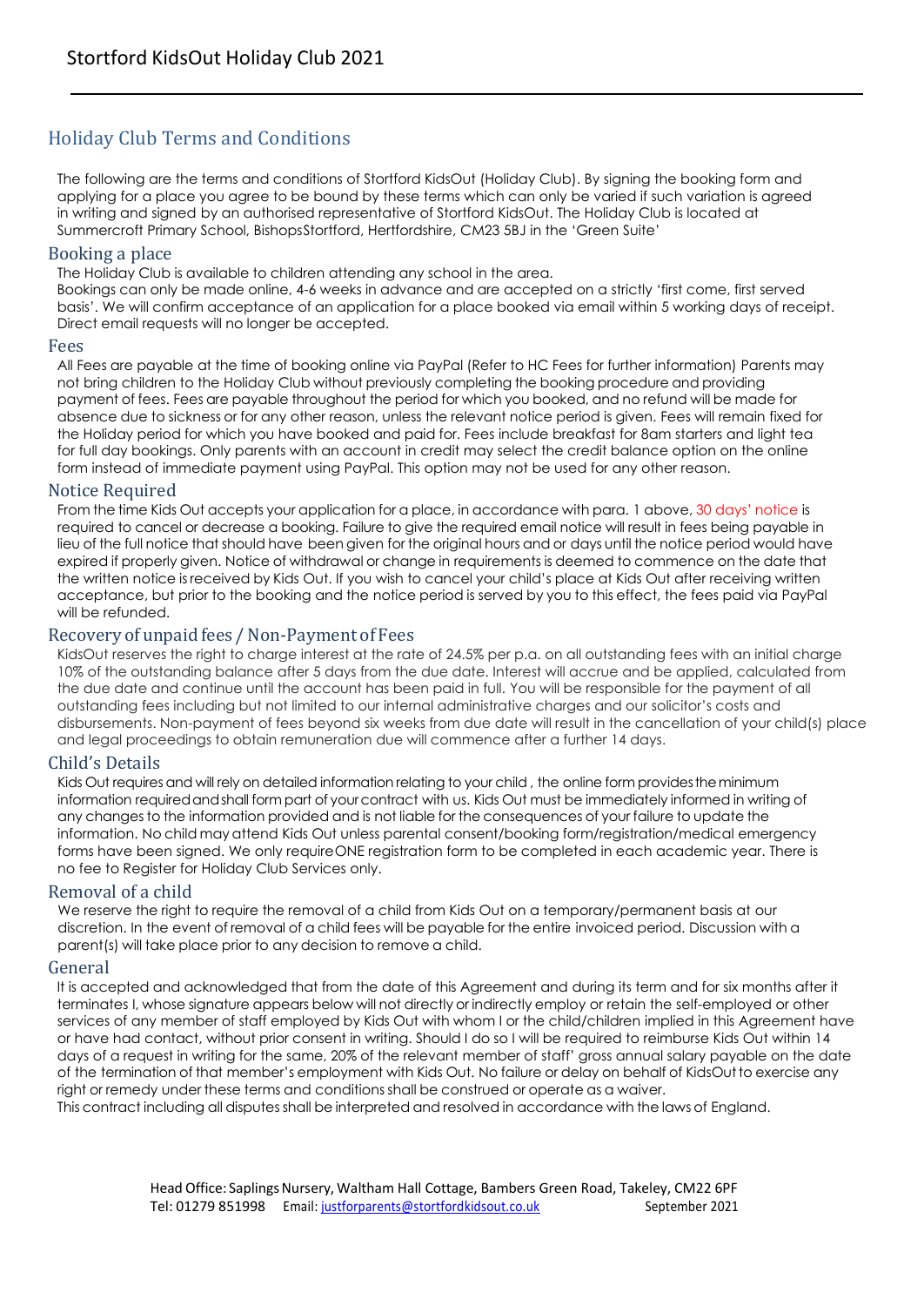# Stortford KidsOut Holiday Club 2021

## Holiday Club Terms and Conditions

The following are the terms and conditions of Stortford KidsOut (Holiday Club). By signing the booking form and applying for a place you agree to be bound by these terms which can only be varied if such variation is agreed in writing and signed by an authorised representative of Stortford KidsOut. The Holiday Club is located at Summercroft Primary School, BishopsStortford, Hertfordshire, CM23 5BJ in the 'Green Suite'

### Booking a place

The Holiday Club is available to children attending any school in the area.
Bookings can only be made online, 4-6 weeks in advance and are accepted on a strictly 'first come, first served basis'. We will confirm acceptance of an application for a place booked via email within 5 working days of receipt. Direct email requests will no longer be accepted.

### Fees

All Fees are payable at the time of booking online via PayPal (Refer to HC Fees for further information) Parents may not bring children to the Holiday Club without previously completing the booking procedure and providing payment of fees. Fees are payable throughout the period for which you booked, and no refund will be made for absence due to sickness or for any other reason, unless the relevant notice period is given. Fees will remain fixed for the Holiday period for which you have booked and paid for. Fees include breakfast for 8am starters and light tea for full day bookings. Only parents with an account in credit may select the credit balance option on the online form instead of immediate payment using PayPal. This option may not be used for any other reason.

### Notice Required

From the time Kids Out accepts your application for a place, in accordance with para. 1 above, 30 days' notice is required to cancel or decrease a booking. Failure to give the required email notice will result in fees being payable in lieu of the full notice that should have been given for the original hours and or days until the notice period would have expired if properly given. Notice of withdrawal or change in requirements is deemed to commence on the date that the written notice is received by Kids Out. If you wish to cancel your child's place at Kids Out after receiving written acceptance, but prior to the booking and the notice period is served by you to this effect, the fees paid via PayPal will be refunded.

### Recovery of unpaid fees / Non-Payment of Fees

KidsOut reserves the right to charge interest at the rate of 24.5% per p.a. on all outstanding fees with an initial charge 10% of the outstanding balance after 5 days from the due date. Interest will accrue and be applied, calculated from the due date and continue until the account has been paid in full. You will be responsible for the payment of all outstanding fees including but not limited to our internal administrative charges and our solicitor's costs and disbursements. Non-payment of fees beyond six weeks from due date will result in the cancellation of your child(s) place and legal proceedings to obtain remuneration due will commence after a further 14 days.

### Child's Details

Kids Out requires and will rely on detailed information relating to your child , the online form provides the minimum information required and shall form part of your contract with us. Kids Out must be immediately informed in writing of any changes to the information provided and is not liable for the consequences of your failure to update the information. No child may attend Kids Out unless parental consent/booking form/registration/medical emergency forms have been signed. We only require ONE registration form to be completed in each academic year. There is no fee to Register for Holiday Club Services only.

### Removal of a child

We reserve the right to require the removal of a child from Kids Out on a temporary/permanent basis at our discretion. In the event of removal of a child fees will be payable for the entire invoiced period. Discussion with a parent(s) will take place prior to any decision to remove a child.

### General

It is accepted and acknowledged that from the date of this Agreement and during its term and for six months after it terminates I, whose signature appears below will not directly or indirectly employ or retain the self-employed or other services of any member of staff employed by Kids Out with whom I or the child/children implied in this Agreement have or have had contact, without prior consent in writing. Should I do so I will be required to reimburse Kids Out within 14 days of a request in writing for the same, 20% of the relevant member of staff' gross annual salary payable on the date of the termination of that member's employment with Kids Out. No failure or delay on behalf of KidsOut to exercise any right or remedy under these terms and conditions shall be construed or operate as a waiver.
This contract including all disputes shall be interpreted and resolved in accordance with the laws of England.

Head Office: Saplings Nursery, Waltham Hall Cottage, Bambers Green Road, Takeley, CM22 6PF
Tel: 01279 851998 Email: justforparents@stortfordkidsout.co.uk September 2021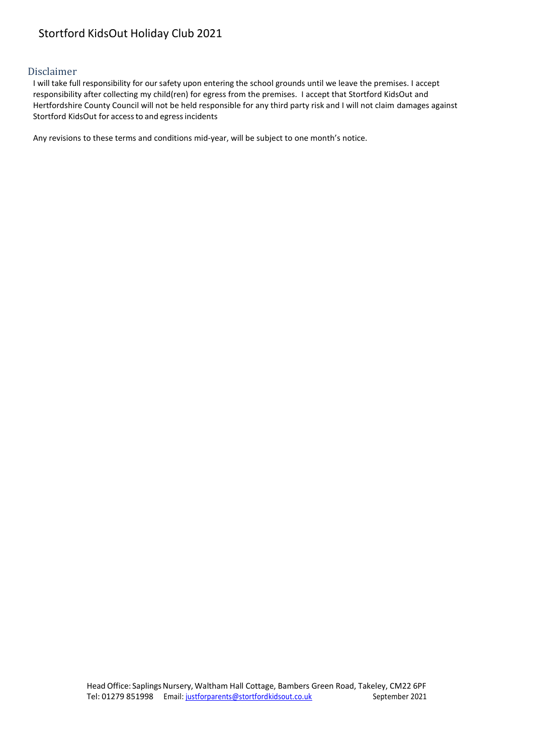## Disclaimer

I will take full responsibility for our safety upon entering the school grounds until we leave the premises. I accept responsibility after collecting my child(ren) for egress from the premises. I accept that Stortford KidsOut and Hertfordshire County Council will not be held responsible for any third party risk and I will not claim damages against Stortford KidsOut for access to and egress incidents

Any revisions to these terms and conditions mid-year, will be subject to one month's notice.